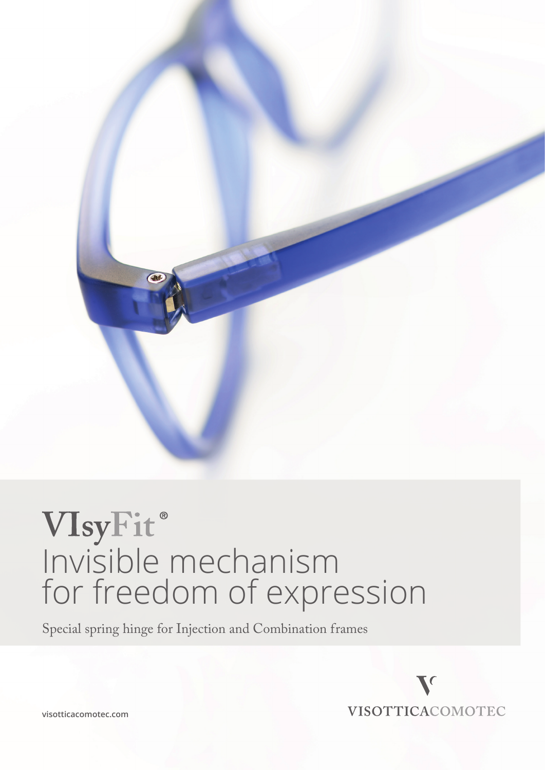# VIsyFit®

## Invisible mechanism for freedom of expression

Special spring hinge for Injection and Combination frames

visotticacomotec.com

VISOTTICACOMOTEC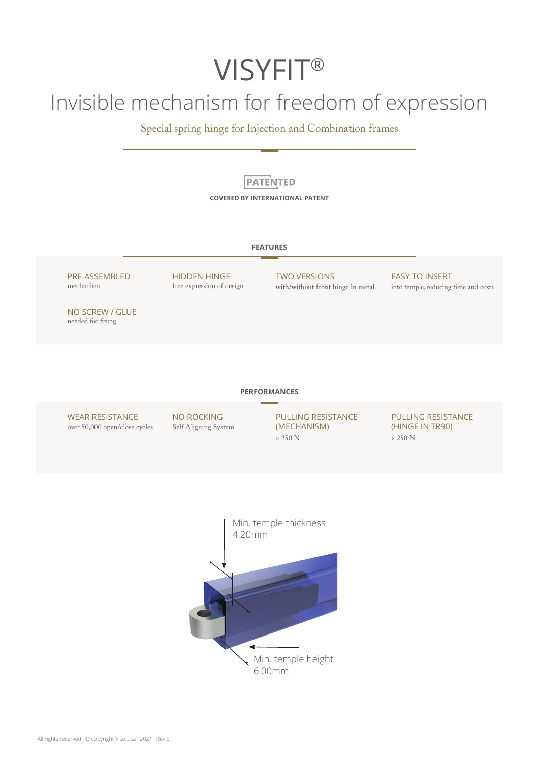# VISYFIT®

## Invisible mechanism for freedom of expression

Special spring hinge for Injection and Combination frames

PATENTED

**COVERED BY INTERNATIONAL PATENT**

### FEATURES

PRE-ASSEMBLED
mechanism

HIDDEN HINGE
free expression of design

TWO VERSIONS
with/without front hinge in metal

EASY TO INSERT
into temple, reducing time and costs

NO SCREW / GLUE
needed for fixing

### PERFORMANCES

WEAR RESISTANCE
over 50,000 open/close cycles

NO ROCKING
Self Aligning System

PULLING RESISTANCE (MECHANISM)
> 250 N

PULLING RESISTANCE (HINGE IN TR90)
> 250 N

Min. temple thickness
4.20mm

Min. temple height
6.00mm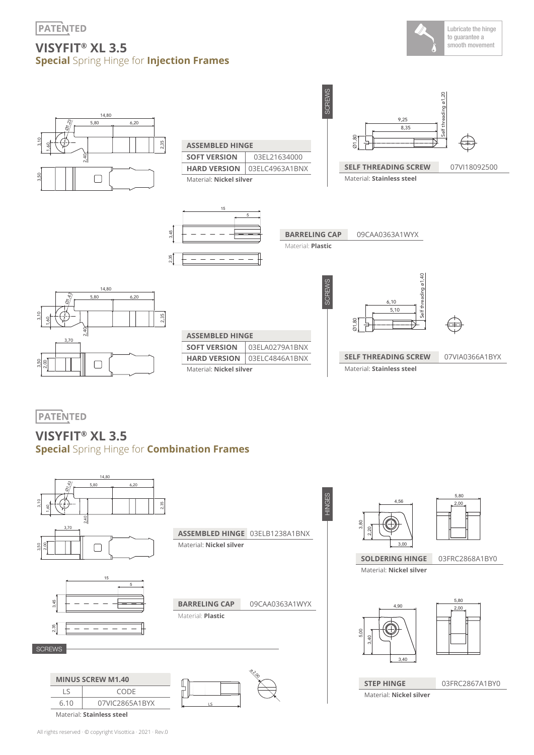PATENTED

# VISYFIT® XL 3.5

## **Special** Spring Hinge for **Injection Frames**

Lubricate the hinge to guarantee a smooth movement

| ASSEMBLED HINGE | |
|---|---|
| SOFT VERSION | 03EL21634000 |
| HARD VERSION | 03ELC4963A1BNX |

Material: **Nickel silver**

SCREWS

| SELF THREADING SCREW | 07VI18092500 |
|---|---|

Material: **Stainless steel**

| BARRELING CAP | 09CAA0363A1WYX |
|---|---|

Material: **Plastic**

| ASSEMBLED HINGE | |
|---|---|
| SOFT VERSION | 03ELA0279A1BNX |
| HARD VERSION | 03ELC4846A1BNX |

Material: **Nickel silver**

SCREWS

| SELF THREADING SCREW | 07VIA0366A1BYX |
|---|---|

Material: **Stainless steel**

PATENTED

# VISYFIT® XL 3.5

## **Special** Spring Hinge for **Combination Frames**

| ASSEMBLED HINGE | 03ELB1238A1BNX |
|---|---|

Material: **Nickel silver**

| BARRELING CAP | 09CAA0363A1WYX |
|---|---|

Material: **Plastic**

HINGES

| SOLDERING HINGE | 03FRC2868A1BY0 |
|---|---|

Material: **Nickel silver**

| STEP HINGE | 03FRC2867A1BY0 |
|---|---|

Material: **Nickel silver**

SCREWS

| MINUS SCREW M1.40 | |
|---|---|
| LS | CODE |
| 6.10 | 07VIC2865A1BYX |

Material: **Stainless steel**

All rights reserved · © copyright Visottica · 2021 · Rev.0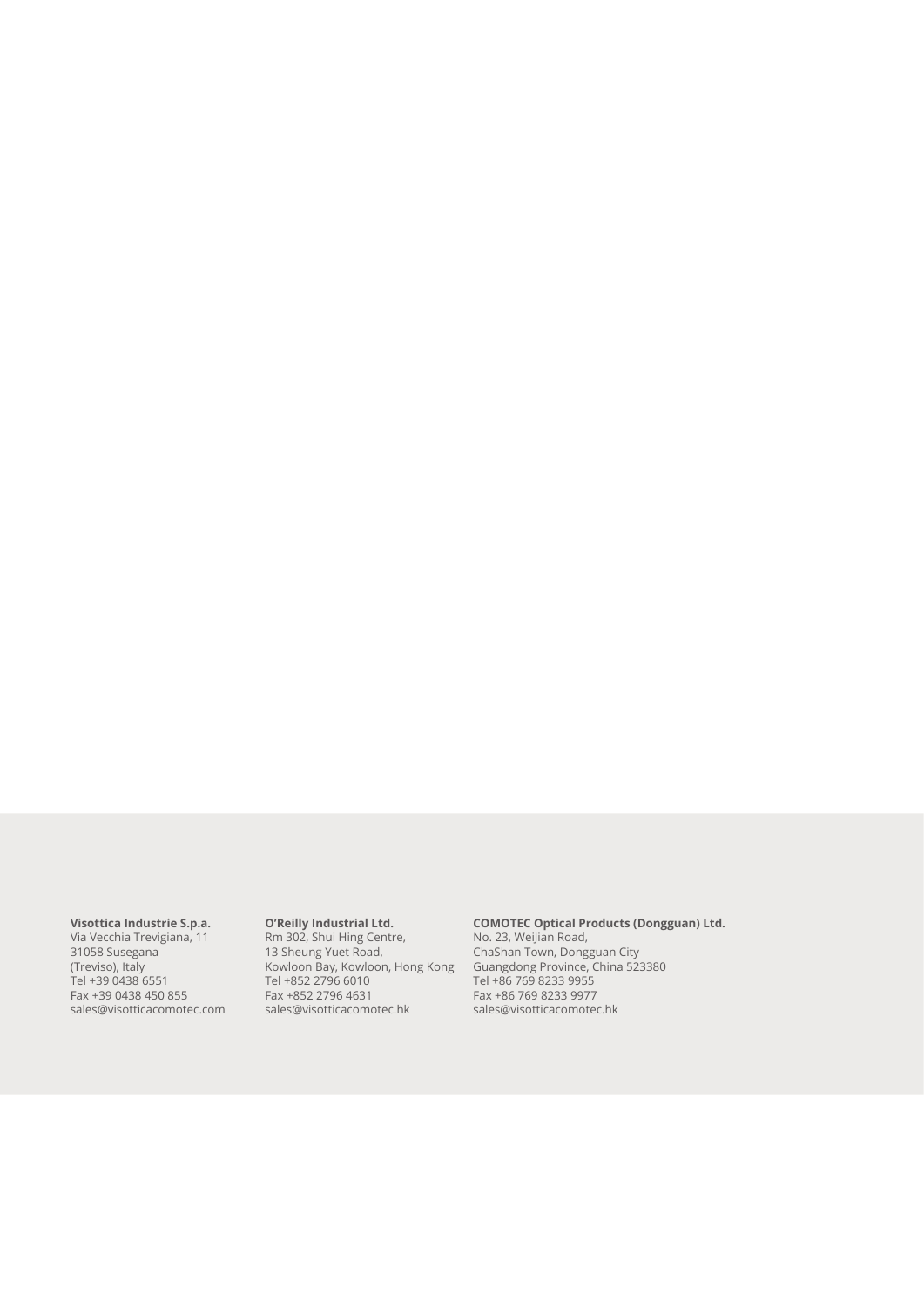**Visottica Industrie S.p.a.**
Via Vecchia Trevigiana, 11
31058 Susegana
(Treviso), Italy
Tel +39 0438 6551
Fax +39 0438 450 855
sales@visotticacomotec.com

**O'Reilly Industrial Ltd.**
Rm 302, Shui Hing Centre,
13 Sheung Yuet Road,
Kowloon Bay, Kowloon, Hong Kong
Tel +852 2796 6010
Fax +852 2796 4631
sales@visotticacomotec.hk

**COMOTEC Optical Products (Dongguan) Ltd.**
No. 23, WeiJian Road,
ChaShan Town, Dongguan City
Guangdong Province, China 523380
Tel +86 769 8233 9955
Fax +86 769 8233 9977
sales@visotticacomotec.hk